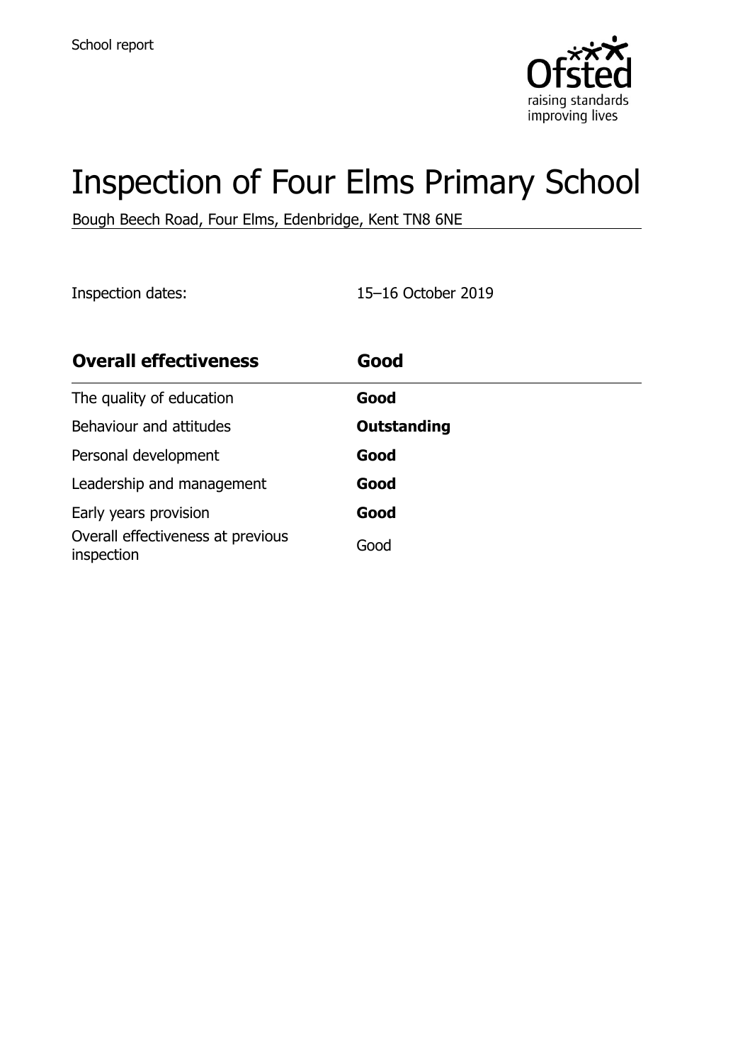School report

# Inspection of Four Elms Primary School

Bough Beech Road, Four Elms, Edenbridge, Kent TN8 6NE

Inspection dates: 15–16 October 2019

| **Overall effectiveness** | **Good** |
|---|---|
| The quality of education | **Good** |
| Behaviour and attitudes | **Outstanding** |
| Personal development | **Good** |
| Leadership and management | **Good** |
| Early years provision | **Good** |
| Overall effectiveness at previous inspection | Good |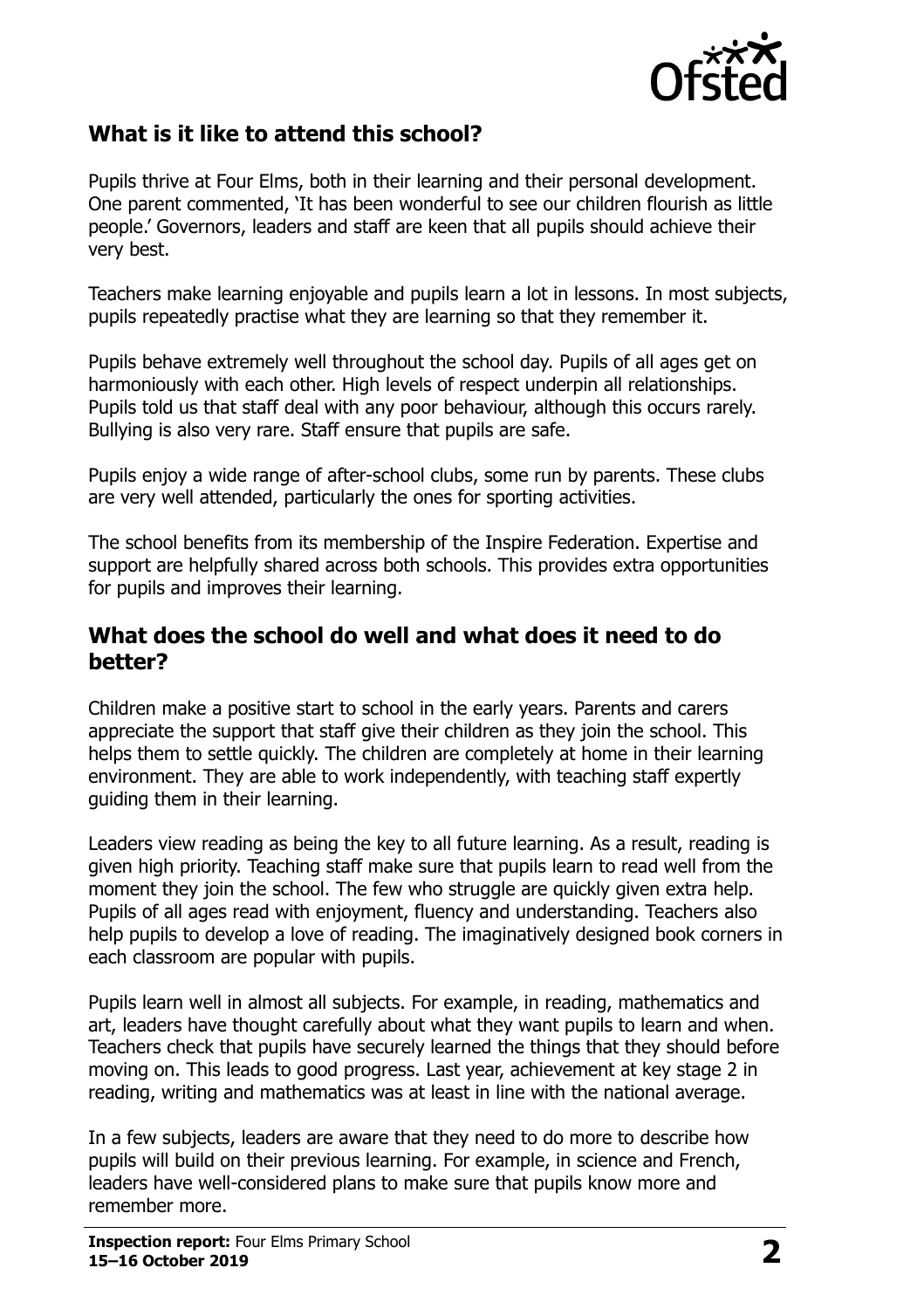## What is it like to attend this school?

Pupils thrive at Four Elms, both in their learning and their personal development. One parent commented, 'It has been wonderful to see our children flourish as little people.' Governors, leaders and staff are keen that all pupils should achieve their very best.

Teachers make learning enjoyable and pupils learn a lot in lessons. In most subjects, pupils repeatedly practise what they are learning so that they remember it.

Pupils behave extremely well throughout the school day. Pupils of all ages get on harmoniously with each other. High levels of respect underpin all relationships. Pupils told us that staff deal with any poor behaviour, although this occurs rarely. Bullying is also very rare. Staff ensure that pupils are safe.

Pupils enjoy a wide range of after-school clubs, some run by parents. These clubs are very well attended, particularly the ones for sporting activities.

The school benefits from its membership of the Inspire Federation. Expertise and support are helpfully shared across both schools. This provides extra opportunities for pupils and improves their learning.

## What does the school do well and what does it need to do better?

Children make a positive start to school in the early years. Parents and carers appreciate the support that staff give their children as they join the school. This helps them to settle quickly. The children are completely at home in their learning environment. They are able to work independently, with teaching staff expertly guiding them in their learning.

Leaders view reading as being the key to all future learning. As a result, reading is given high priority. Teaching staff make sure that pupils learn to read well from the moment they join the school. The few who struggle are quickly given extra help. Pupils of all ages read with enjoyment, fluency and understanding. Teachers also help pupils to develop a love of reading. The imaginatively designed book corners in each classroom are popular with pupils.

Pupils learn well in almost all subjects. For example, in reading, mathematics and art, leaders have thought carefully about what they want pupils to learn and when. Teachers check that pupils have securely learned the things that they should before moving on. This leads to good progress. Last year, achievement at key stage 2 in reading, writing and mathematics was at least in line with the national average.

In a few subjects, leaders are aware that they need to do more to describe how pupils will build on their previous learning. For example, in science and French, leaders have well-considered plans to make sure that pupils know more and remember more.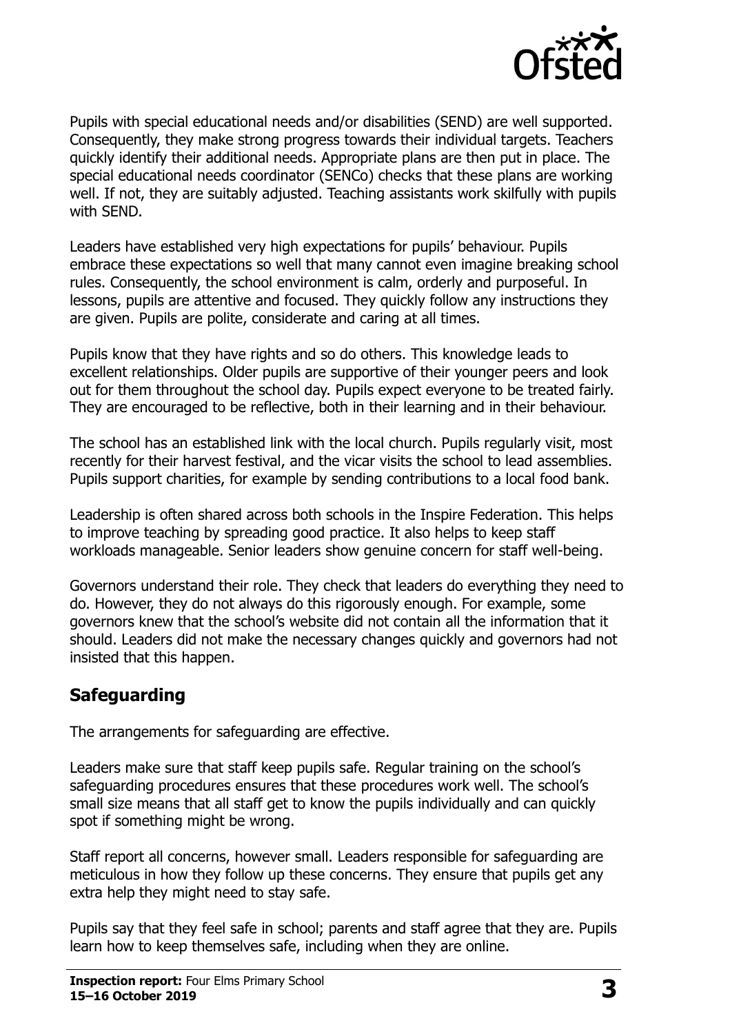Pupils with special educational needs and/or disabilities (SEND) are well supported. Consequently, they make strong progress towards their individual targets. Teachers quickly identify their additional needs. Appropriate plans are then put in place. The special educational needs coordinator (SENCo) checks that these plans are working well. If not, they are suitably adjusted. Teaching assistants work skilfully with pupils with SEND.

Leaders have established very high expectations for pupils' behaviour. Pupils embrace these expectations so well that many cannot even imagine breaking school rules. Consequently, the school environment is calm, orderly and purposeful. In lessons, pupils are attentive and focused. They quickly follow any instructions they are given. Pupils are polite, considerate and caring at all times.

Pupils know that they have rights and so do others. This knowledge leads to excellent relationships. Older pupils are supportive of their younger peers and look out for them throughout the school day. Pupils expect everyone to be treated fairly. They are encouraged to be reflective, both in their learning and in their behaviour.

The school has an established link with the local church. Pupils regularly visit, most recently for their harvest festival, and the vicar visits the school to lead assemblies. Pupils support charities, for example by sending contributions to a local food bank.

Leadership is often shared across both schools in the Inspire Federation. This helps to improve teaching by spreading good practice. It also helps to keep staff workloads manageable. Senior leaders show genuine concern for staff well-being.

Governors understand their role. They check that leaders do everything they need to do. However, they do not always do this rigorously enough. For example, some governors knew that the school's website did not contain all the information that it should. Leaders did not make the necessary changes quickly and governors had not insisted that this happen.

## Safeguarding

The arrangements for safeguarding are effective.

Leaders make sure that staff keep pupils safe. Regular training on the school's safeguarding procedures ensures that these procedures work well. The school's small size means that all staff get to know the pupils individually and can quickly spot if something might be wrong.

Staff report all concerns, however small. Leaders responsible for safeguarding are meticulous in how they follow up these concerns. They ensure that pupils get any extra help they might need to stay safe.

Pupils say that they feel safe in school; parents and staff agree that they are. Pupils learn how to keep themselves safe, including when they are online.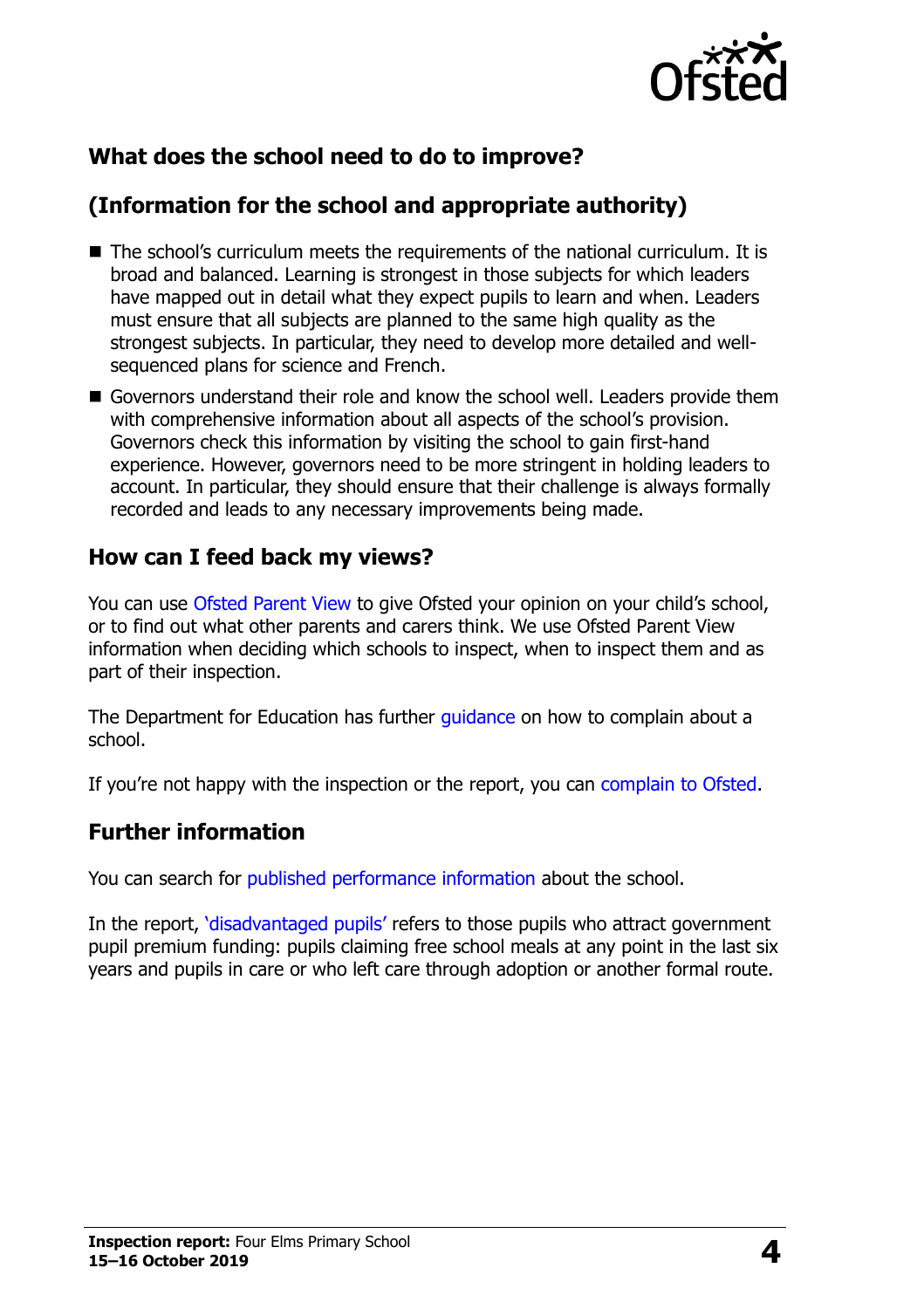## What does the school need to do to improve?

## (Information for the school and appropriate authority)

- The school's curriculum meets the requirements of the national curriculum. It is broad and balanced. Learning is strongest in those subjects for which leaders have mapped out in detail what they expect pupils to learn and when. Leaders must ensure that all subjects are planned to the same high quality as the strongest subjects. In particular, they need to develop more detailed and well-sequenced plans for science and French.
- Governors understand their role and know the school well. Leaders provide them with comprehensive information about all aspects of the school's provision. Governors check this information by visiting the school to gain first-hand experience. However, governors need to be more stringent in holding leaders to account. In particular, they should ensure that their challenge is always formally recorded and leads to any necessary improvements being made.

## How can I feed back my views?

You can use Ofsted Parent View to give Ofsted your opinion on your child's school, or to find out what other parents and carers think. We use Ofsted Parent View information when deciding which schools to inspect, when to inspect them and as part of their inspection.

The Department for Education has further guidance on how to complain about a school.

If you're not happy with the inspection or the report, you can complain to Ofsted.

## Further information

You can search for published performance information about the school.

In the report, 'disadvantaged pupils' refers to those pupils who attract government pupil premium funding: pupils claiming free school meals at any point in the last six years and pupils in care or who left care through adoption or another formal route.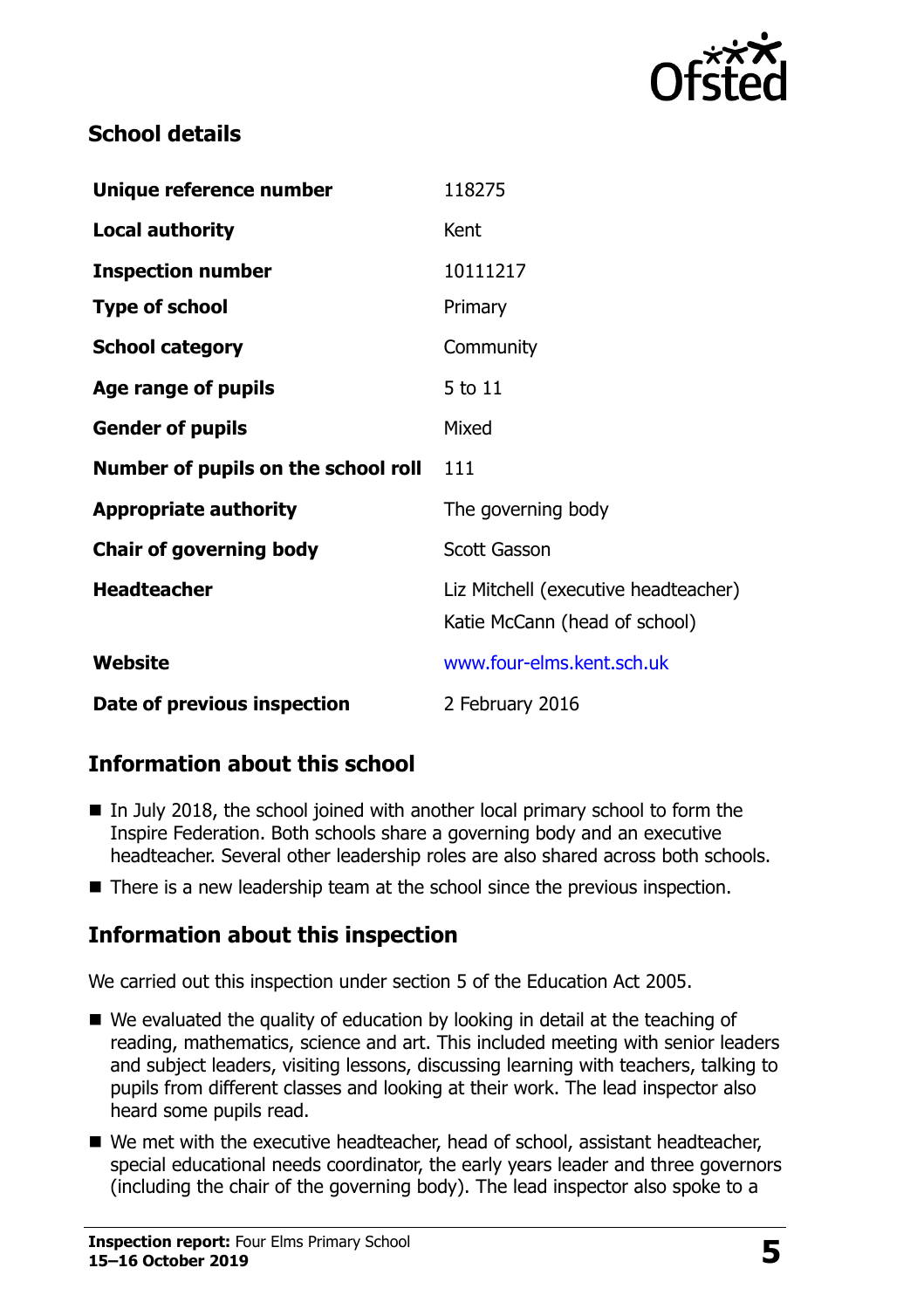## School details

| | |
|---|---|
| **Unique reference number** | 118275 |
| **Local authority** | Kent |
| **Inspection number** | 10111217 |
| **Type of school** | Primary |
| **School category** | Community |
| **Age range of pupils** | 5 to 11 |
| **Gender of pupils** | Mixed |
| **Number of pupils on the school roll** | 111 |
| **Appropriate authority** | The governing body |
| **Chair of governing body** | Scott Gasson |
| **Headteacher** | Liz Mitchell (executive headteacher)<br>Katie McCann (head of school) |
| **Website** | www.four-elms.kent.sch.uk |
| **Date of previous inspection** | 2 February 2016 |

## Information about this school

- In July 2018, the school joined with another local primary school to form the Inspire Federation. Both schools share a governing body and an executive headteacher. Several other leadership roles are also shared across both schools.
- There is a new leadership team at the school since the previous inspection.

## Information about this inspection

We carried out this inspection under section 5 of the Education Act 2005.

- We evaluated the quality of education by looking in detail at the teaching of reading, mathematics, science and art. This included meeting with senior leaders and subject leaders, visiting lessons, discussing learning with teachers, talking to pupils from different classes and looking at their work. The lead inspector also heard some pupils read.
- We met with the executive headteacher, head of school, assistant headteacher, special educational needs coordinator, the early years leader and three governors (including the chair of the governing body). The lead inspector also spoke to a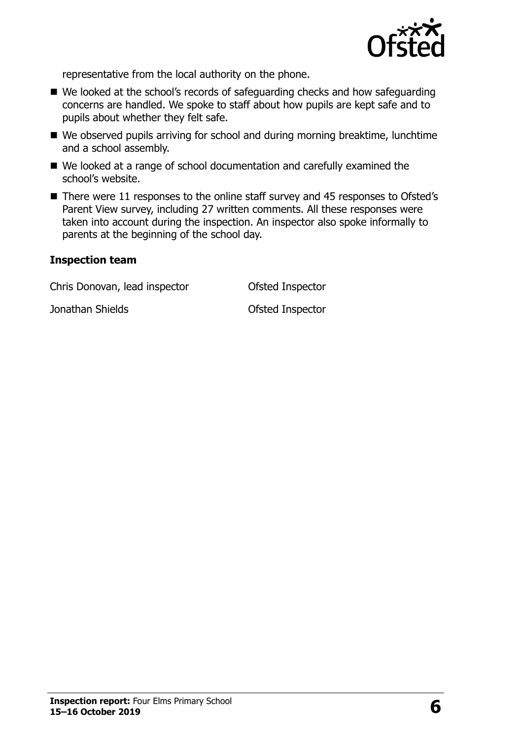representative from the local authority on the phone.

- We looked at the school's records of safeguarding checks and how safeguarding concerns are handled. We spoke to staff about how pupils are kept safe and to pupils about whether they felt safe.
- We observed pupils arriving for school and during morning breaktime, lunchtime and a school assembly.
- We looked at a range of school documentation and carefully examined the school's website.
- There were 11 responses to the online staff survey and 45 responses to Ofsted's Parent View survey, including 27 written comments. All these responses were taken into account during the inspection. An inspector also spoke informally to parents at the beginning of the school day.

**Inspection team**

| | |
|---|---|
| Chris Donovan, lead inspector | Ofsted Inspector |
| Jonathan Shields | Ofsted Inspector |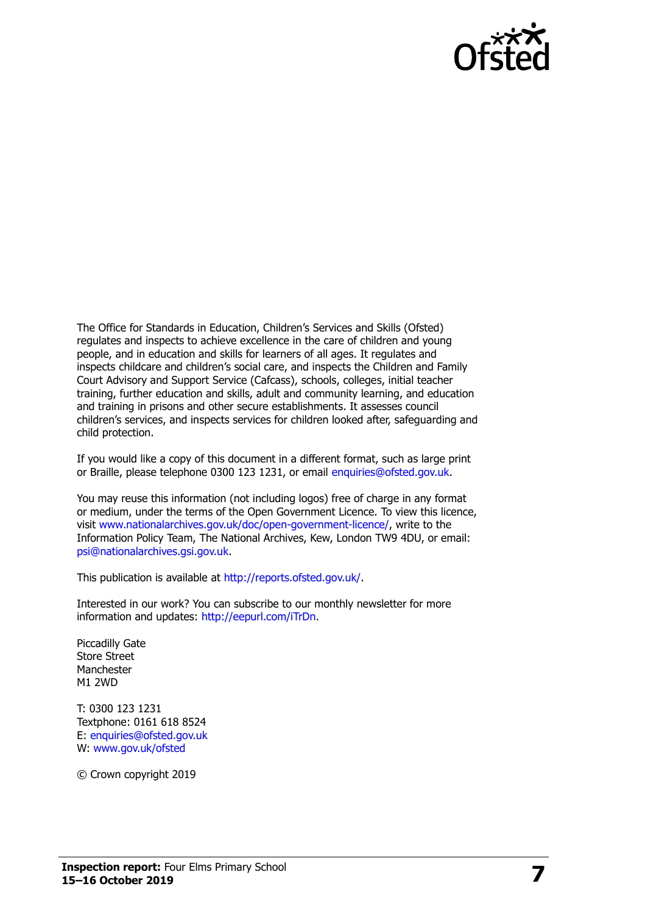The Office for Standards in Education, Children's Services and Skills (Ofsted) regulates and inspects to achieve excellence in the care of children and young people, and in education and skills for learners of all ages. It regulates and inspects childcare and children's social care, and inspects the Children and Family Court Advisory and Support Service (Cafcass), schools, colleges, initial teacher training, further education and skills, adult and community learning, and education and training in prisons and other secure establishments. It assesses council children's services, and inspects services for children looked after, safeguarding and child protection.

If you would like a copy of this document in a different format, such as large print or Braille, please telephone 0300 123 1231, or email enquiries@ofsted.gov.uk.

You may reuse this information (not including logos) free of charge in any format or medium, under the terms of the Open Government Licence. To view this licence, visit www.nationalarchives.gov.uk/doc/open-government-licence/, write to the Information Policy Team, The National Archives, Kew, London TW9 4DU, or email: psi@nationalarchives.gsi.gov.uk.

This publication is available at http://reports.ofsted.gov.uk/.

Interested in our work? You can subscribe to our monthly newsletter for more information and updates: http://eepurl.com/iTrDn.

Piccadilly Gate
Store Street
Manchester
M1 2WD

T: 0300 123 1231
Textphone: 0161 618 8524
E: enquiries@ofsted.gov.uk
W: www.gov.uk/ofsted

© Crown copyright 2019